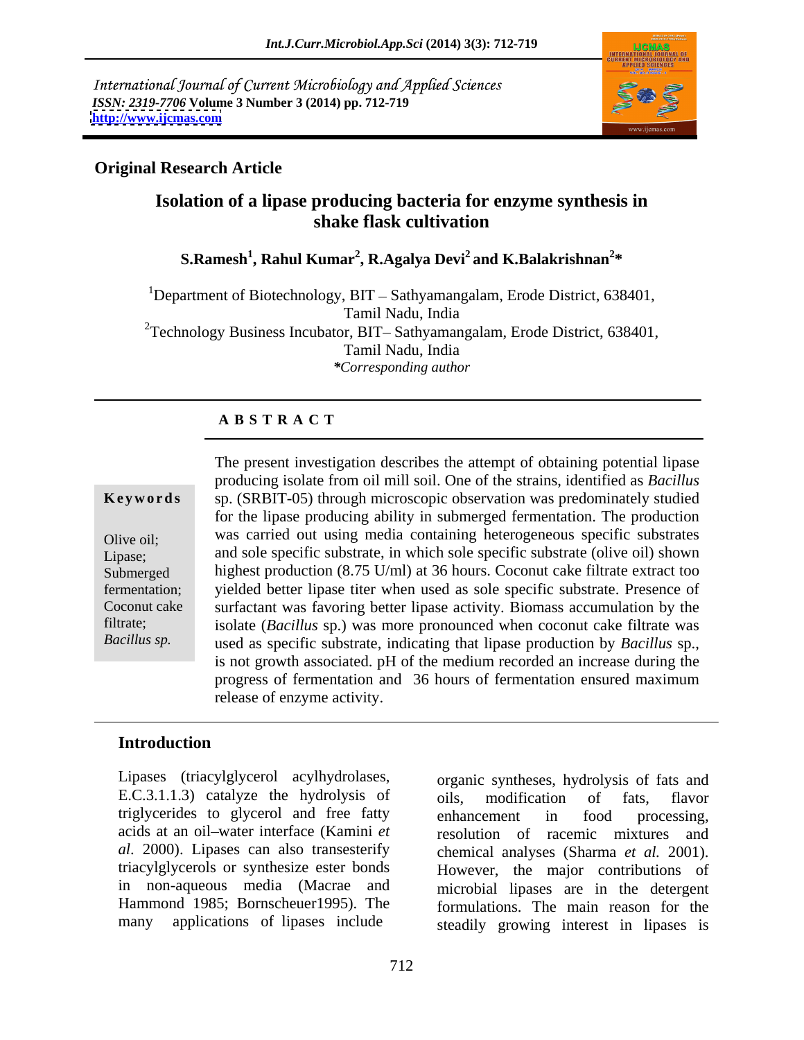International Journal of Current Microbiology and Applied Sciences
*ISSN: 2319-7706* **Volume 3 Number 3 (2014) pp. 712-719**
**http://www.ijcmas.com**

**Original Research Article**

# Isolation of a lipase producing bacteria for enzyme synthesis in shake flask cultivation

**S.Ramesh[1], Rahul Kumar[2], R.Agalya Devi[2] and K.Balakrishnan[2]***

[1]Department of Biotechnology, BIT – Sathyamangalam, Erode District, 638401, Tamil Nadu, India

[2]Technology Business Incubator, BIT– Sathyamangalam, Erode District, 638401, Tamil Nadu, India

**Corresponding author*

## A B S T R A C T

**Keywords**

Olive oil; Lipase; Submerged fermentation; Coconut cake filtrate; *Bacillus sp.*

The present investigation describes the attempt of obtaining potential lipase producing isolate from oil mill soil. One of the strains, identified as *Bacillus* sp. (SRBIT-05) through microscopic observation was predominately studied for the lipase producing ability in submerged fermentation. The production was carried out using media containing heterogeneous specific substrates and sole specific substrate, in which sole specific substrate (olive oil) shown highest production (8.75 U/ml) at 36 hours. Coconut cake filtrate extract too yielded better lipase titer when used as sole specific substrate. Presence of surfactant was favoring better lipase activity. Biomass accumulation by the isolate (*Bacillus* sp.) was more pronounced when coconut cake filtrate was used as specific substrate, indicating that lipase production by *Bacillus* sp., is not growth associated. pH of the medium recorded an increase during the progress of fermentation and 36 hours of fermentation ensured maximum release of enzyme activity.

## Introduction

Lipases (triacylglycerol acylhydrolases, E.C.3.1.1.3) catalyze the hydrolysis of triglycerides to glycerol and free fatty acids at an oil–water interface (Kamini *et al*. 2000). Lipases can also transesterify triacylglycerols or synthesize ester bonds in non-aqueous media (Macrae and Hammond 1985; Bornscheuer1995). The many applications of lipases include organic syntheses, hydrolysis of fats and oils, modification of fats, flavor enhancement in food processing, resolution of racemic mixtures and chemical analyses (Sharma *et al.* 2001). However, the major contributions of microbial lipases are in the detergent formulations. The main reason for the steadily growing interest in lipases is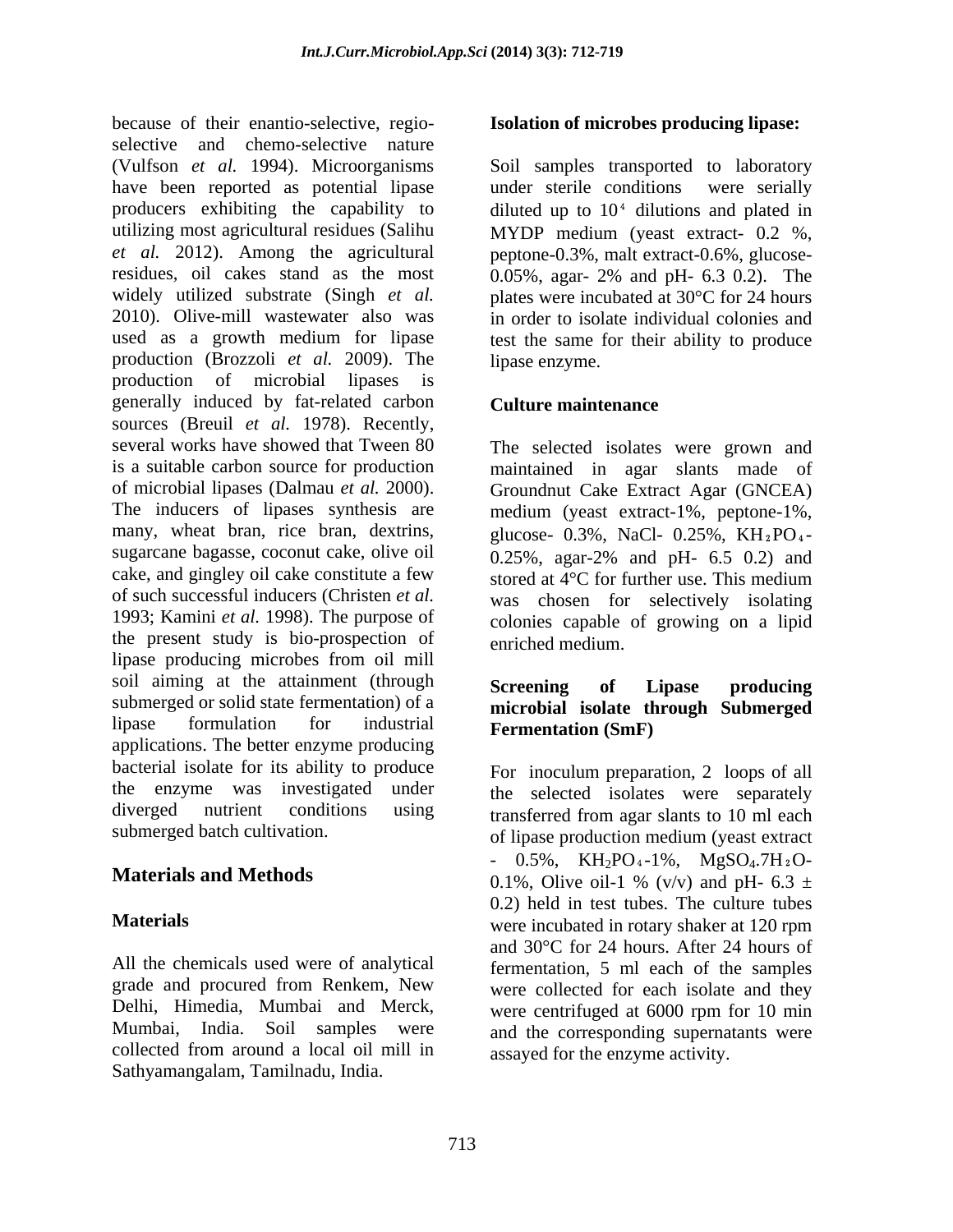because of their enantio-selective, regio-selective and chemo-selective nature (Vulfson *et al.* 1994). Microorganisms have been reported as potential lipase producers exhibiting the capability to utilizing most agricultural residues (Salihu *et al.* 2012). Among the agricultural residues, oil cakes stand as the most widely utilized substrate (Singh *et al.* 2010). Olive-mill wastewater also was used as a growth medium for lipase production (Brozzoli *et al.* 2009). The production of microbial lipases is generally induced by fat-related carbon sources (Breuil *et al.* 1978). Recently, several works have showed that Tween 80 is a suitable carbon source for production of microbial lipases (Dalmau *et al.* 2000). The inducers of lipases synthesis are many, wheat bran, rice bran, dextrins, sugarcane bagasse, coconut cake, olive oil cake, and gingley oil cake constitute a few of such successful inducers (Christen *et al.* 1993; Kamini *et al.* 1998). The purpose of the present study is bio-prospection of lipase producing microbes from oil mill soil aiming at the attainment (through submerged or solid state fermentation) of a lipase formulation for industrial applications. The better enzyme producing bacterial isolate for its ability to produce the enzyme was investigated under diverged nutrient conditions using submerged batch cultivation.

## Materials and Methods

### Materials

All the chemicals used were of analytical grade and procured from Renkem, New Delhi, Himedia, Mumbai and Merck, Mumbai, India. Soil samples were collected from around a local oil mill in Sathyamangalam, Tamilnadu, India.

### Isolation of microbes producing lipase:

Soil samples transported to laboratory under sterile conditions were serially diluted up to $10^4$ dilutions and plated in MYDP medium (yeast extract- 0.2 %, peptone-0.3%, malt extract-0.6%, glucose-0.05%, agar- 2% and pH- 6.3 0.2). The plates were incubated at 30°C for 24 hours in order to isolate individual colonies and test the same for their ability to produce lipase enzyme.

### Culture maintenance

The selected isolates were grown and maintained in agar slants made of Groundnut Cake Extract Agar (GNCEA) medium (yeast extract-1%, peptone-1%, glucose- 0.3%, NaCl- 0.25%, $KH_2PO_4$- 0.25%, agar-2% and pH- 6.5 0.2) and stored at 4°C for further use. This medium was chosen for selectively isolating colonies capable of growing on a lipid enriched medium.

### Screening of Lipase producing microbial isolate through Submerged Fermentation (SmF)

For inoculum preparation, 2 loops of all the selected isolates were separately transferred from agar slants to 10 ml each of lipase production medium (yeast extract - 0.5%, $KH_2PO_4$-1%, $MgSO_4.7H_2O$- 0.1%, Olive oil-1 % (v/v) and pH- 6.3 ± 0.2) held in test tubes. The culture tubes were incubated in rotary shaker at 120 rpm and 30°C for 24 hours. After 24 hours of fermentation, 5 ml each of the samples were collected for each isolate and they were centrifuged at 6000 rpm for 10 min and the corresponding supernatants were assayed for the enzyme activity.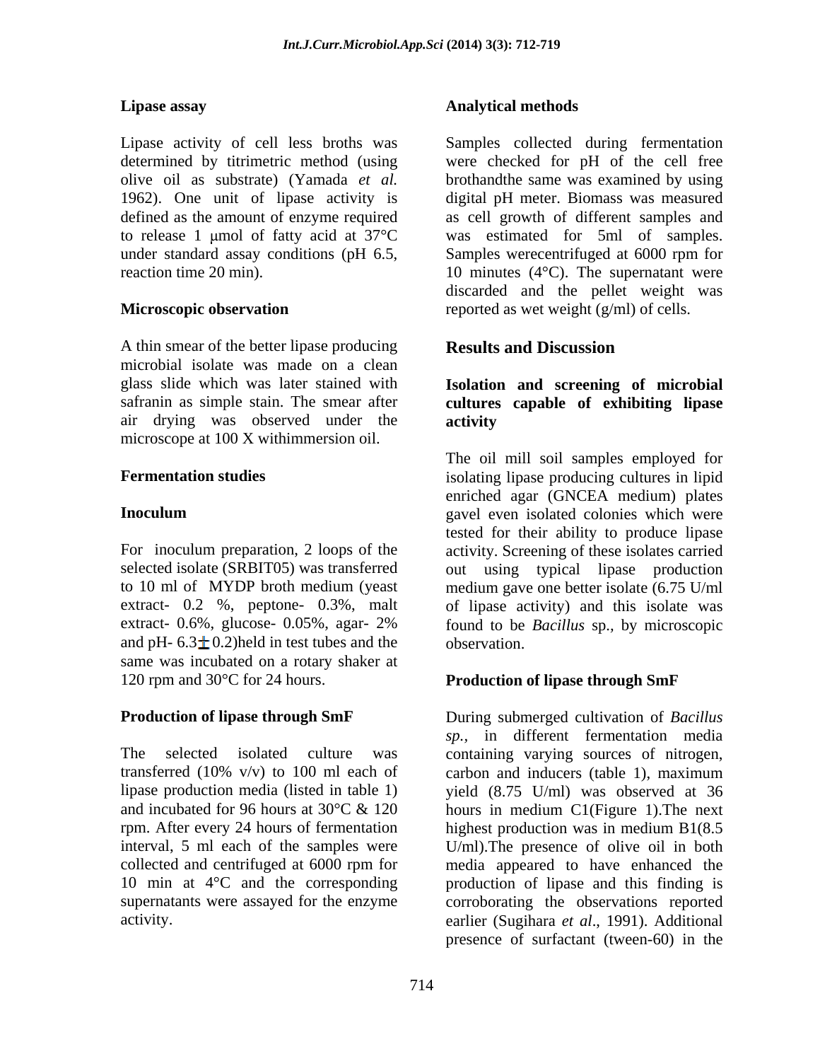### Lipase assay

Lipase activity of cell less broths was determined by titrimetric method (using olive oil as substrate) (Yamada *et al.* 1962). One unit of lipase activity is defined as the amount of enzyme required to release 1 μmol of fatty acid at 37°C under standard assay conditions (pH 6.5, reaction time 20 min).

### Microscopic observation

A thin smear of the better lipase producing microbial isolate was made on a clean glass slide which was later stained with safranin as simple stain. The smear after air drying was observed under the microscope at 100 X withimmersion oil.

### Fermentation studies

### Inoculum

For inoculum preparation, 2 loops of the selected isolate (SRBIT05) was transferred to 10 ml of MYDP broth medium (yeast extract- 0.2 %, peptone- 0.3%, malt extract- 0.6%, glucose- 0.05%, agar- 2% and pH- 6.3 ± 0.2)held in test tubes and the same was incubated on a rotary shaker at 120 rpm and 30°C for 24 hours.

### Production of lipase through SmF

The selected isolated culture was transferred (10% v/v) to 100 ml each of lipase production media (listed in table 1) and incubated for 96 hours at 30°C & 120 rpm. After every 24 hours of fermentation interval, 5 ml each of the samples were collected and centrifuged at 6000 rpm for 10 min at 4°C and the corresponding supernatants were assayed for the enzyme activity.

### Analytical methods

Samples collected during fermentation were checked for pH of the cell free brothandthe same was examined by using digital pH meter. Biomass was measured as cell growth of different samples and was estimated for 5ml of samples. Samples werecentrifuged at 6000 rpm for 10 minutes (4°C). The supernatant were discarded and the pellet weight was reported as wet weight (g/ml) of cells.

## Results and Discussion

### Isolation and screening of microbial cultures capable of exhibiting lipase activity

The oil mill soil samples employed for isolating lipase producing cultures in lipid enriched agar (GNCEA medium) plates gavel even isolated colonies which were tested for their ability to produce lipase activity. Screening of these isolates carried out using typical lipase production medium gave one better isolate (6.75 U/ml of lipase activity) and this isolate was found to be *Bacillus* sp., by microscopic observation.

### Production of lipase through SmF

During submerged cultivation of *Bacillus sp.*, in different fermentation media containing varying sources of nitrogen, carbon and inducers (table 1), maximum yield (8.75 U/ml) was observed at 36 hours in medium C1(Figure 1).The next highest production was in medium B1(8.5 U/ml).The presence of olive oil in both media appeared to have enhanced the production of lipase and this finding is corroborating the observations reported earlier (Sugihara *et al*., 1991). Additional presence of surfactant (tween-60) in the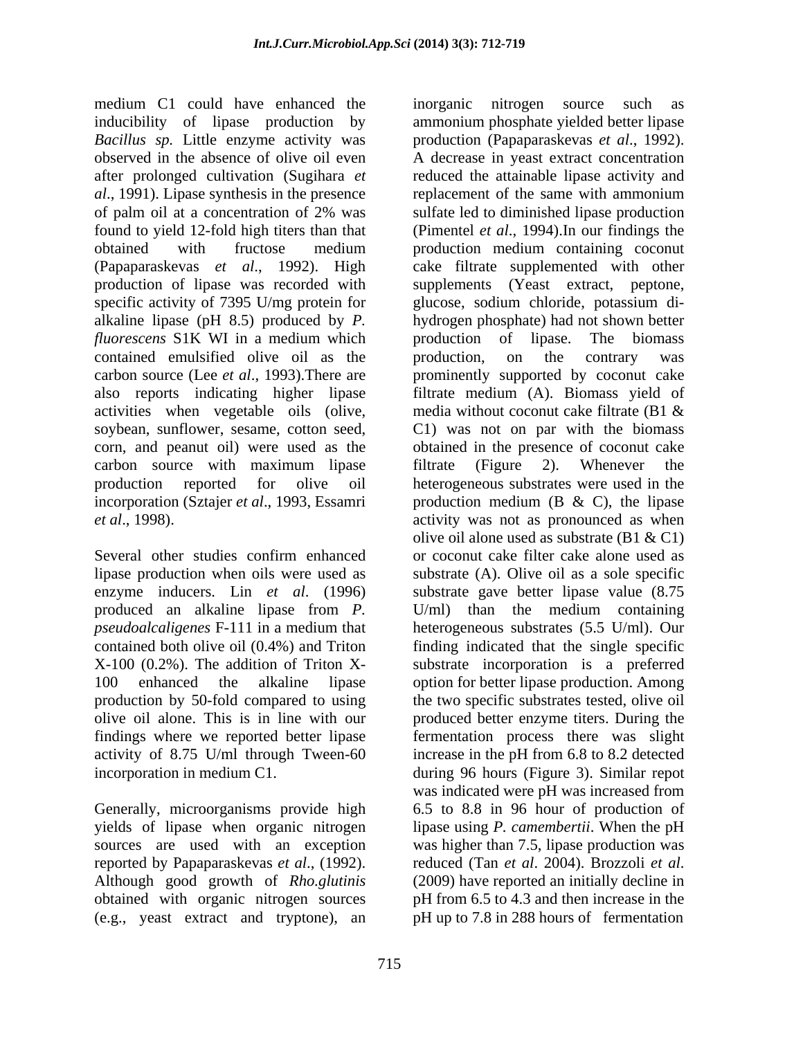medium C1 could have enhanced the inducibility of lipase production by *Bacillus sp*. Little enzyme activity was observed in the absence of olive oil even after prolonged cultivation (Sugihara *et al*., 1991). Lipase synthesis in the presence of palm oil at a concentration of 2% was found to yield 12-fold high titers than that obtained with fructose medium (Papaparaskevas *et al*., 1992). High production of lipase was recorded with specific activity of 7395 U/mg protein for alkaline lipase (pH 8.5) produced by *P. fluorescens* S1K WI in a medium which contained emulsified olive oil as the carbon source (Lee *et al*., 1993).There are also reports indicating higher lipase activities when vegetable oils (olive, soybean, sunflower, sesame, cotton seed, corn, and peanut oil) were used as the carbon source with maximum lipase production reported for olive oil incorporation (Sztajer *et al*., 1993, Essamri *et al*., 1998).

Several other studies confirm enhanced lipase production when oils were used as enzyme inducers. Lin *et al*. (1996) produced an alkaline lipase from *P. pseudoalcaligenes* F-111 in a medium that contained both olive oil (0.4%) and Triton X-100 (0.2%). The addition of Triton X-100 enhanced the alkaline lipase production by 50-fold compared to using olive oil alone. This is in line with our findings where we reported better lipase activity of 8.75 U/ml through Tween-60 incorporation in medium C1.

Generally, microorganisms provide high yields of lipase when organic nitrogen sources are used with an exception reported by Papaparaskevas *et al*., (1992). Although good growth of *Rho.glutinis* obtained with organic nitrogen sources (e.g., yeast extract and tryptone), an inorganic nitrogen source such as ammonium phosphate yielded better lipase production (Papaparaskevas *et al*., 1992). A decrease in yeast extract concentration reduced the attainable lipase activity and replacement of the same with ammonium sulfate led to diminished lipase production (Pimentel *et al*., 1994).In our findings the production medium containing coconut cake filtrate supplemented with other supplements (Yeast extract, peptone, glucose, sodium chloride, potassium di-hydrogen phosphate) had not shown better production of lipase. The biomass production, on the contrary was prominently supported by coconut cake filtrate medium (A). Biomass yield of media without coconut cake filtrate (B1 & C1) was not on par with the biomass obtained in the presence of coconut cake filtrate (Figure 2). Whenever the heterogeneous substrates were used in the production medium (B & C), the lipase activity was not as pronounced as when olive oil alone used as substrate (B1 & C1) or coconut cake filter cake alone used as substrate (A). Olive oil as a sole specific substrate gave better lipase value (8.75 U/ml) than the medium containing heterogeneous substrates (5.5 U/ml). Our finding indicated that the single specific substrate incorporation is a preferred option for better lipase production. Among the two specific substrates tested, olive oil produced better enzyme titers. During the fermentation process there was slight increase in the pH from 6.8 to 8.2 detected during 96 hours (Figure 3). Similar repot was indicated were pH was increased from 6.5 to 8.8 in 96 hour of production of lipase using *P. camembertii*. When the pH was higher than 7.5, lipase production was reduced (Tan *et al*. 2004). Brozzoli *et al*. (2009) have reported an initially decline in pH from 6.5 to 4.3 and then increase in the pH up to 7.8 in 288 hours of fermentation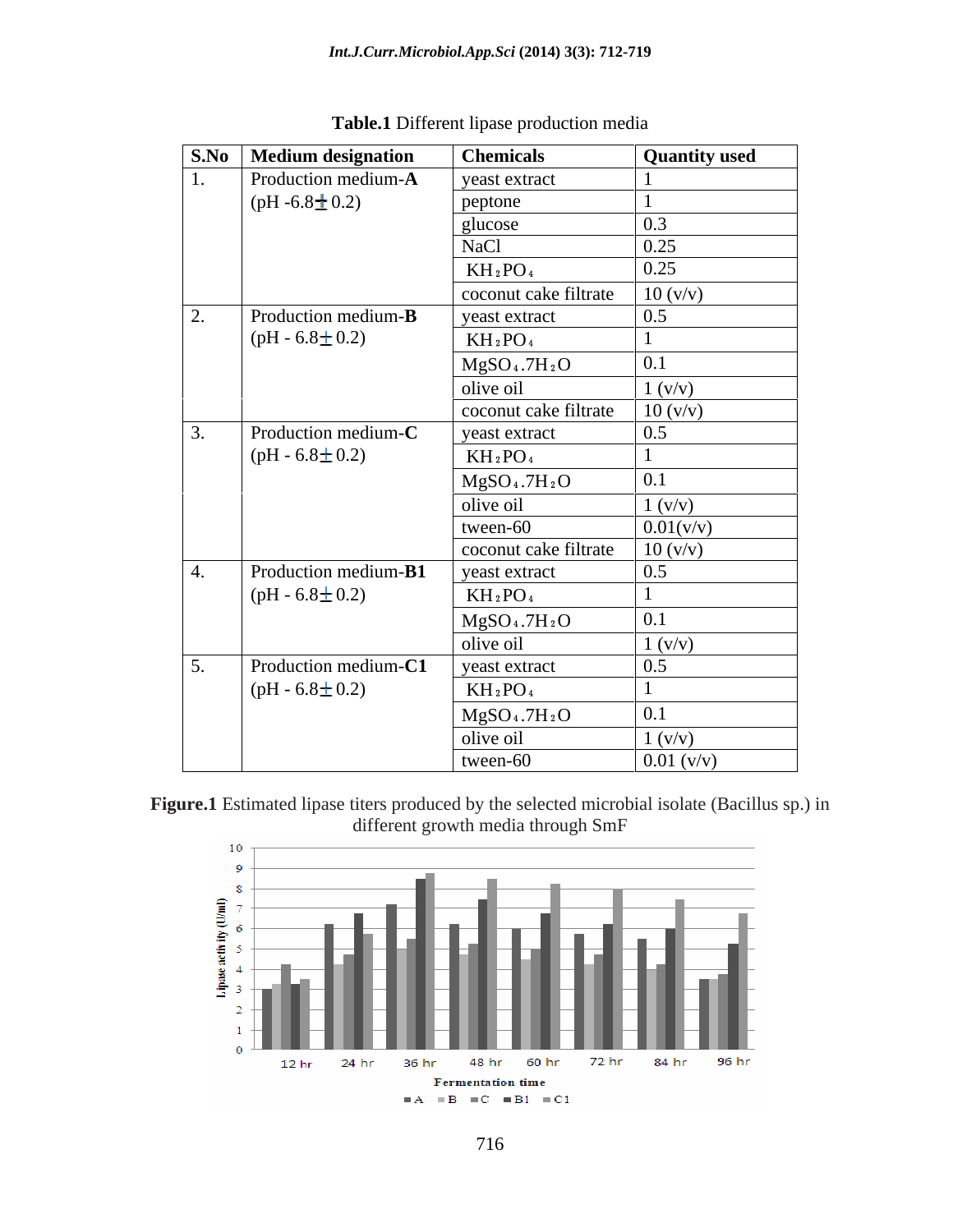**Table.1** Different lipase production media

| S.No | Medium designation | Chemicals | Quantity used |
|---|---|---|---|
| 1. | Production medium-**A** (pH -6.8± 0.2) | yeast extract | 1 |
| | | peptone | 1 |
| | | glucose | 0.3 |
| | | NaCl | 0.25 |
| | | $KH_2PO_4$ | 0.25 |
| | | coconut cake filtrate | 10 (v/v) |
| 2. | Production medium-**B** (pH - 6.8± 0.2) | yeast extract | 0.5 |
| | | $KH_2PO_4$ | 1 |
| | | $MgSO_4.7H_2O$ | 0.1 |
| | | olive oil | 1 (v/v) |
| | | coconut cake filtrate | 10 (v/v) |
| 3. | Production medium-**C** (pH - 6.8± 0.2) | yeast extract | 0.5 |
| | | $KH_2PO_4$ | 1 |
| | | $MgSO_4.7H_2O$ | 0.1 |
| | | olive oil | 1 (v/v) |
| | | tween-60 | 0.01(v/v) |
| | | coconut cake filtrate | 10 (v/v) |
| 4. | Production medium-**B1** (pH - 6.8± 0.2) | yeast extract | 0.5 |
| | | $KH_2PO_4$ | 1 |
| | | $MgSO_4.7H_2O$ | 0.1 |
| | | olive oil | 1 (v/v) |
| 5. | Production medium-**C1** (pH - 6.8± 0.2) | yeast extract | 0.5 |
| | | $KH_2PO_4$ | 1 |
| | | $MgSO_4.7H_2O$ | 0.1 |
| | | olive oil | 1 (v/v) |
| | | tween-60 | 0.01 (v/v) |

**Figure.1** Estimated lipase titers produced by the selected microbial isolate (Bacillus sp.) in different growth media through SmF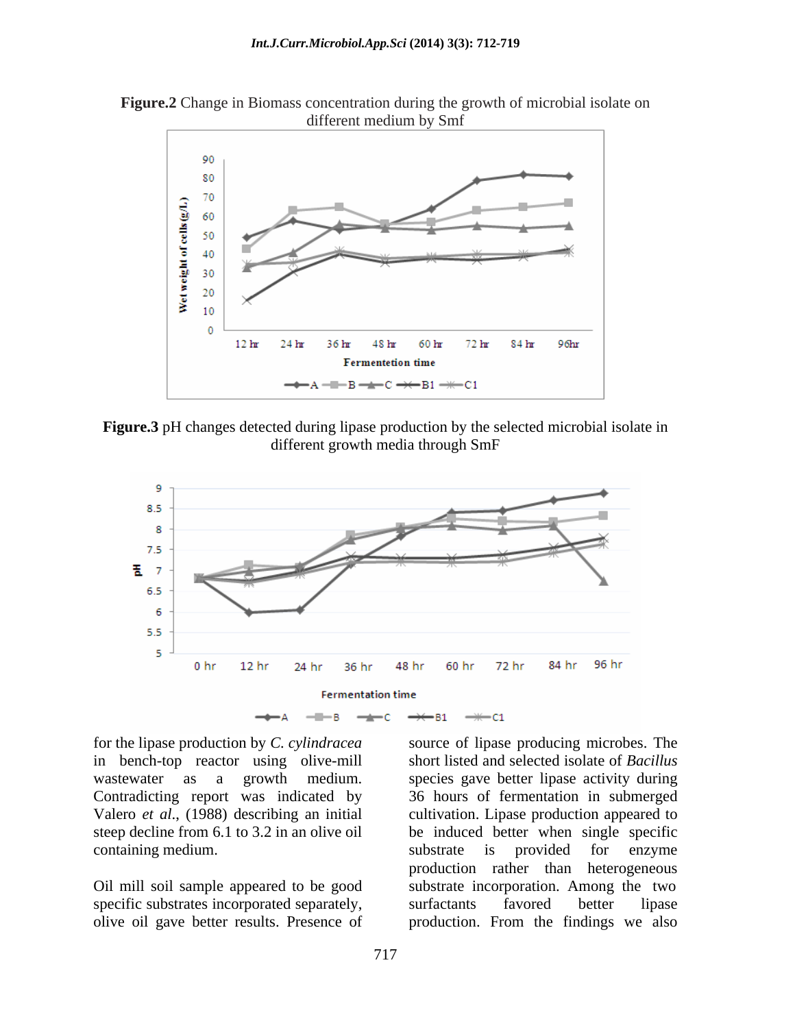**Figure.2** Change in Biomass concentration during the growth of microbial isolate on different medium by Smf

**Figure.3** pH changes detected during lipase production by the selected microbial isolate in different growth media through SmF

for the lipase production by *C. cylindracea* in bench-top reactor using olive-mill wastewater as a growth medium. Contradicting report was indicated by Valero *et al*., (1988) describing an initial steep decline from 6.1 to 3.2 in an olive oil containing medium.

Oil mill soil sample appeared to be good source of lipase producing microbes. The short listed and selected isolate of *Bacillus* species gave better lipase activity during 36 hours of fermentation in submerged cultivation. Lipase production appeared to be induced better when single specific substrate is provided for enzyme production rather than heterogeneous substrate incorporation. Among the two specific substrates incorporated separately, olive oil gave better results. Presence of surfactants favored better lipase production. From the findings we also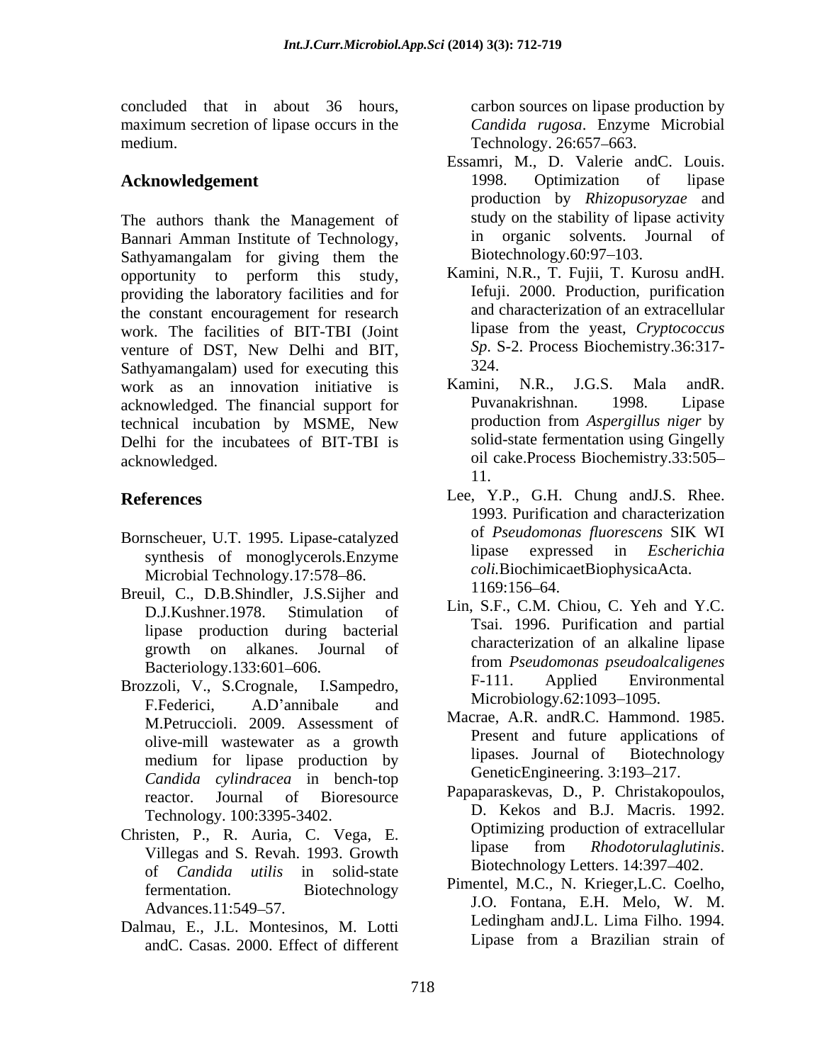concluded that in about 36 hours, maximum secretion of lipase occurs in the medium.

## Acknowledgement

The authors thank the Management of Bannari Amman Institute of Technology, Sathyamangalam for giving them the opportunity to perform this study, providing the laboratory facilities and for the constant encouragement for research work. The facilities of BIT-TBI (Joint venture of DST, New Delhi and BIT, Sathyamangalam) used for executing this work as an innovation initiative is acknowledged. The financial support for technical incubation by MSME, New Delhi for the incubatees of BIT-TBI is acknowledged.

## References

Bornscheuer, U.T. 1995. Lipase-catalyzed synthesis of monoglycerols.Enzyme Microbial Technology.17:578–86.

Breuil, C., D.B.Shindler, J.S.Sijher and D.J.Kushner.1978. Stimulation of lipase production during bacterial growth on alkanes. Journal of Bacteriology.133:601–606.

Brozzoli, V., S.Crognale, I.Sampedro, F.Federici, A.D'annibale and M.Petruccioli. 2009. Assessment of olive-mill wastewater as a growth medium for lipase production by *Candida cylindracea* in bench-top reactor. Journal of Bioresource Technology. 100:3395-3402.

Christen, P., R. Auria, C. Vega, E. Villegas and S. Revah. 1993. Growth of *Candida utilis* in solid-state fermentation. Biotechnology Advances.11:549–57.

Dalmau, E., J.L. Montesinos, M. Lotti andC. Casas. 2000. Effect of different carbon sources on lipase production by *Candida rugosa*. Enzyme Microbial Technology. 26:657–663.

Essamri, M., D. Valerie andC. Louis. 1998. Optimization of lipase production by *Rhizopusoryzae* and study on the stability of lipase activity in organic solvents. Journal of Biotechnology.60:97–103.

Kamini, N.R., T. Fujii, T. Kurosu andH. Iefuji. 2000. Production, purification and characterization of an extracellular lipase from the yeast, *Cryptococcus Sp*. S-2. Process Biochemistry.36:317-324.

Kamini, N.R., J.G.S. Mala andR. Puvanakrishnan. 1998. Lipase production from *Aspergillus niger* by solid-state fermentation using Gingelly oil cake.Process Biochemistry.33:505–11.

Lee, Y.P., G.H. Chung andJ.S. Rhee. 1993. Purification and characterization of *Pseudomonas fluorescens* SIK WI lipase expressed in *Escherichia coli.*BiochimicaetBiophysicaActa. 1169:156–64.

Lin, S.F., C.M. Chiou, C. Yeh and Y.C. Tsai. 1996. Purification and partial characterization of an alkaline lipase from *Pseudomonas pseudoalcaligenes* F-111. Applied Environmental Microbiology.62:1093–1095.

Macrae, A.R. andR.C. Hammond. 1985. Present and future applications of lipases. Journal of Biotechnology GeneticEngineering. 3:193–217.

Papaparaskevas, D., P. Christakopoulos, D. Kekos and B.J. Macris. 1992. Optimizing production of extracellular lipase from *Rhodotorulaglutinis*. Biotechnology Letters. 14:397–402.

Pimentel, M.C., N. Krieger,L.C. Coelho, J.O. Fontana, E.H. Melo, W. M. Ledingham andJ.L. Lima Filho. 1994. Lipase from a Brazilian strain of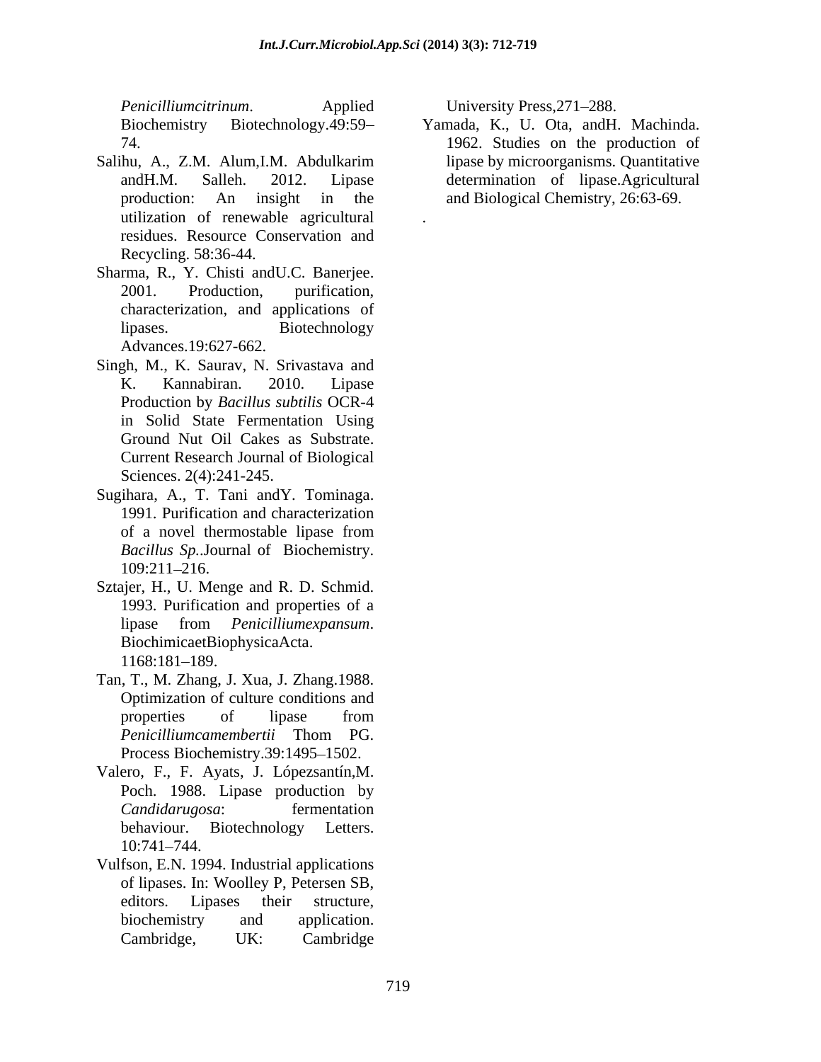*Penicilliumcitrinum*. Applied Biochemistry Biotechnology.49:59–74.

Salihu, A., Z.M. Alum,I.M. Abdulkarim andH.M. Salleh. 2012. Lipase production: An insight in the utilization of renewable agricultural residues. Resource Conservation and Recycling. 58:36-44.

Sharma, R., Y. Chisti andU.C. Banerjee. 2001. Production, purification, characterization, and applications of lipases. Biotechnology Advances.19:627-662.

Singh, M., K. Saurav, N. Srivastava and K. Kannabiran. 2010. Lipase Production by *Bacillus subtilis* OCR-4 in Solid State Fermentation Using Ground Nut Oil Cakes as Substrate. Current Research Journal of Biological Sciences. 2(4):241-245.

Sugihara, A., T. Tani andY. Tominaga. 1991. Purification and characterization of a novel thermostable lipase from *Bacillus Sp.*.Journal of Biochemistry. 109:211–216.

Sztajer, H., U. Menge and R. D. Schmid. 1993. Purification and properties of a lipase from *Penicilliumexpansum*. BiochimicaetBiophysicaActa. 1168:181–189.

Tan, T., M. Zhang, J. Xua, J. Zhang.1988. Optimization of culture conditions and properties of lipase from *Penicilliumcamembertii* Thom PG. Process Biochemistry.39:1495–1502.

Valero, F., F. Ayats, J. Lópezsantín,M. Poch. 1988. Lipase production by *Candidarugosa*: fermentation behaviour. Biotechnology Letters. 10:741–744.

Vulfson, E.N. 1994. Industrial applications of lipases. In: Woolley P, Petersen SB, editors. Lipases their structure, biochemistry and application. Cambridge, UK: Cambridge University Press,271–288.

Yamada, K., U. Ota, andH. Machinda. 1962. Studies on the production of lipase by microorganisms. Quantitative determination of lipase.Agricultural and Biological Chemistry, 26:63-69.

.